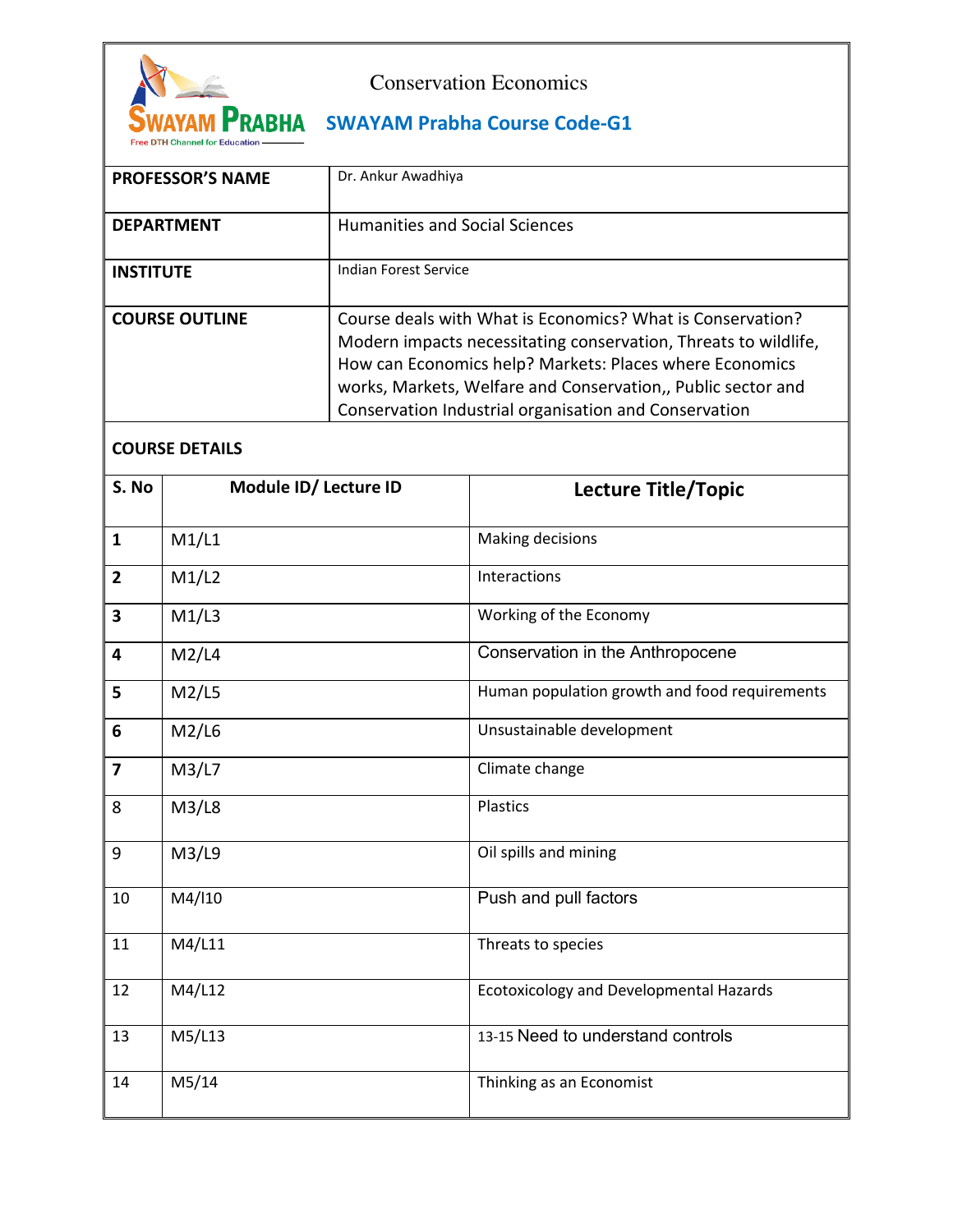# Conservation Economics

## SWAYAM Prabha Course Code-G1

| | |
|---|---|
| **PROFESSOR'S NAME** | Dr. Ankur Awadhiya |
| **DEPARTMENT** | Humanities and Social Sciences |
| **INSTITUTE** | Indian Forest Service |
| **COURSE OUTLINE** | Course deals with What is Economics? What is Conservation? Modern impacts necessitating conservation, Threats to wildlife, How can Economics help? Markets: Places where Economics works, Markets, Welfare and Conservation,, Public sector and Conservation Industrial organisation and Conservation |

**COURSE DETAILS**

| S. No | Module ID/ Lecture ID | Lecture Title/Topic |
|---|---|---|
| **1** | M1/L1 | Making decisions |
| **2** | M1/L2 | Interactions |
| **3** | M1/L3 | Working of the Economy |
| **4** | M2/L4 | Conservation in the Anthropocene |
| **5** | M2/L5 | Human population growth and food requirements |
| **6** | M2/L6 | Unsustainable development |
| **7** | M3/L7 | Climate change |
| 8 | M3/L8 | Plastics |
| 9 | M3/L9 | Oil spills and mining |
| 10 | M4/l10 | Push and pull factors |
| 11 | M4/L11 | Threats to species |
| 12 | M4/L12 | Ecotoxicology and Developmental Hazards |
| 13 | M5/L13 | 13-15 Need to understand controls |
| 14 | M5/14 | Thinking as an Economist |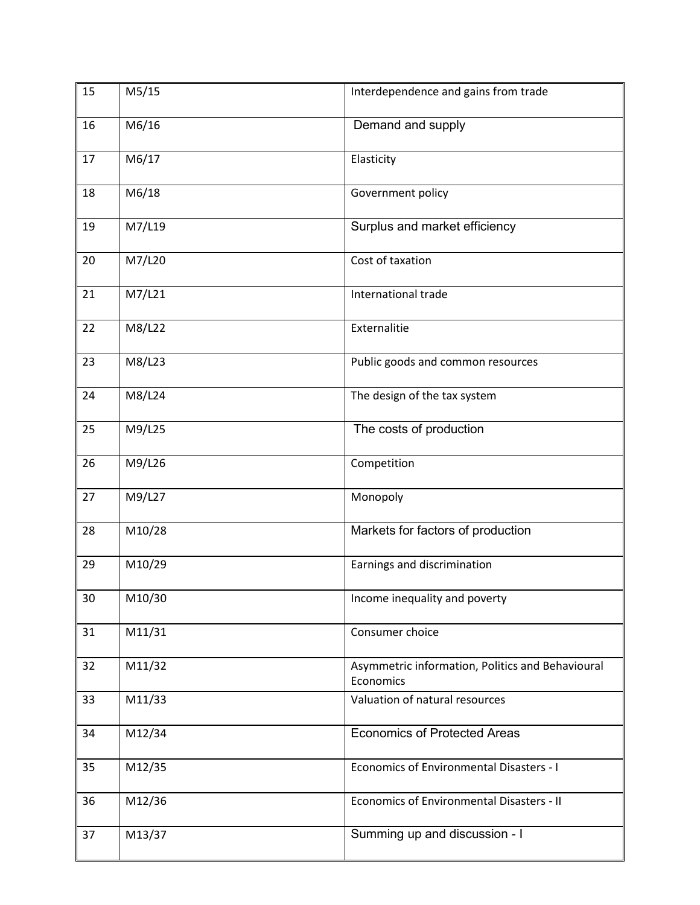| 15 | M5/15 | Interdependence and gains from trade |
|---|---|---|
| 16 | M6/16 | Demand and supply |
| 17 | M6/17 | Elasticity |
| 18 | M6/18 | Government policy |
| 19 | M7/L19 | Surplus and market efficiency |
| 20 | M7/L20 | Cost of taxation |
| 21 | M7/L21 | International trade |
| 22 | M8/L22 | Externalitie |
| 23 | M8/L23 | Public goods and common resources |
| 24 | M8/L24 | The design of the tax system |
| 25 | M9/L25 | The costs of production |
| 26 | M9/L26 | Competition |
| 27 | M9/L27 | Monopoly |
| 28 | M10/28 | Markets for factors of production |
| 29 | M10/29 | Earnings and discrimination |
| 30 | M10/30 | Income inequality and poverty |
| 31 | M11/31 | Consumer choice |
| 32 | M11/32 | Asymmetric information, Politics and Behavioural Economics |
| 33 | M11/33 | Valuation of natural resources |
| 34 | M12/34 | Economics of Protected Areas |
| 35 | M12/35 | Economics of Environmental Disasters - I |
| 36 | M12/36 | Economics of Environmental Disasters - II |
| 37 | M13/37 | Summing up and discussion - I |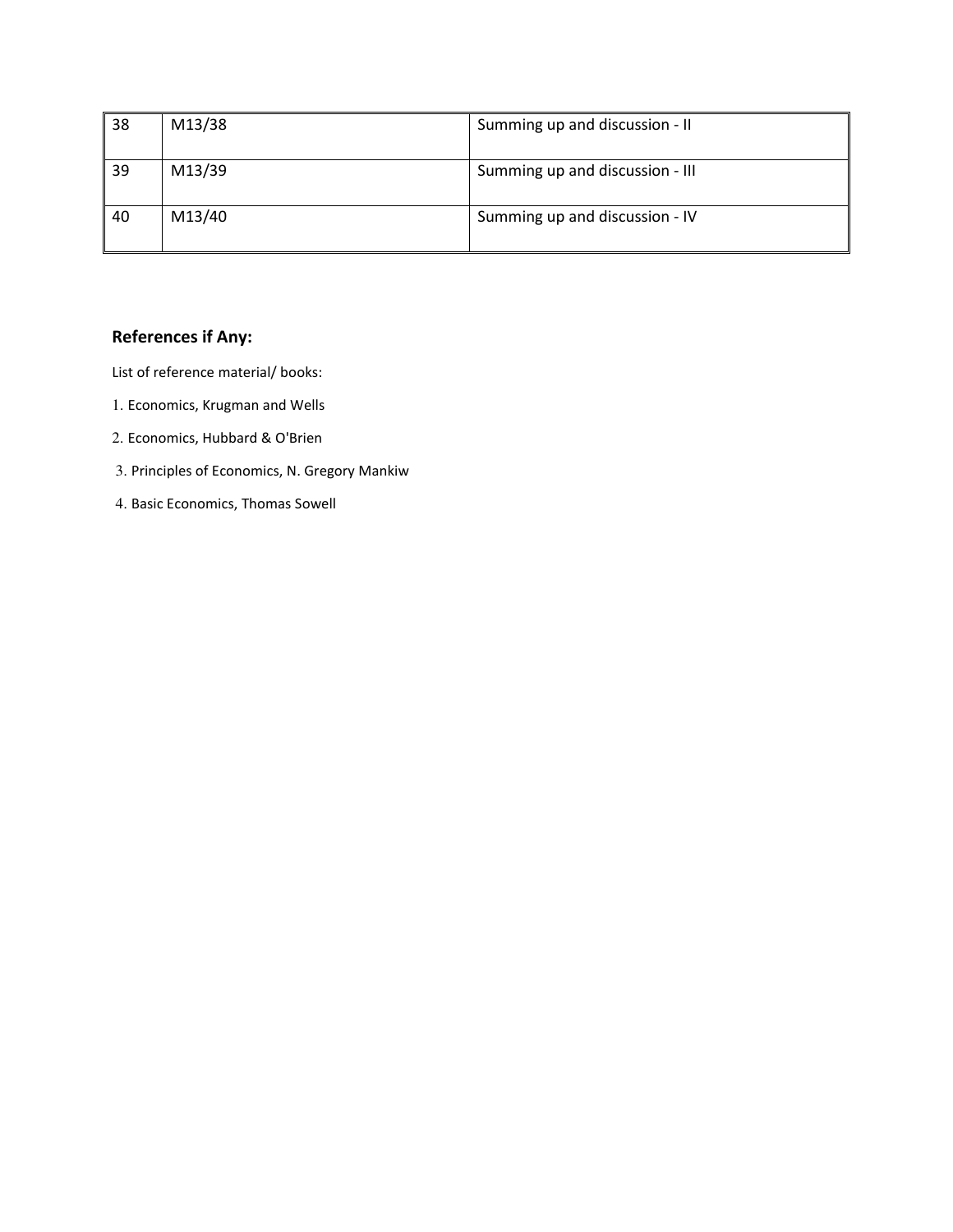| | | |
|---|---|---|
| 38 | M13/38 | Summing up and discussion - II |
| 39 | M13/39 | Summing up and discussion - III |
| 40 | M13/40 | Summing up and discussion - IV |

## References if Any:

List of reference material/ books:

1. Economics, Krugman and Wells
2. Economics, Hubbard & O'Brien
3. Principles of Economics, N. Gregory Mankiw
4. Basic Economics, Thomas Sowell